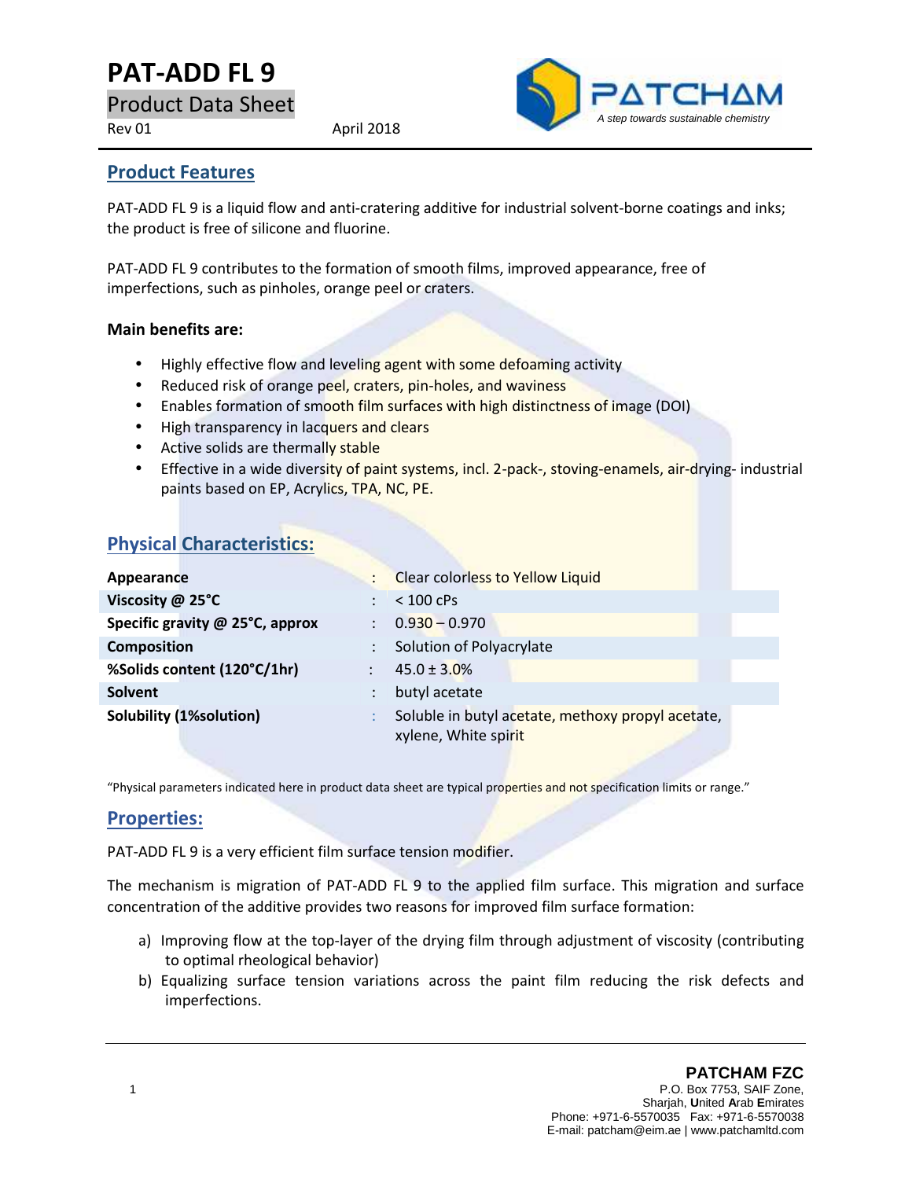# PAT-ADD FL 9

Product Data Sheet

Rev 01 April 2018

PATCHAM

*A step towards sustainable chemistry*

## Product Features

PAT-ADD FL 9 is a liquid flow and anti-cratering additive for industrial solvent-borne coatings and inks; the product is free of silicone and fluorine.

PAT-ADD FL 9 contributes to the formation of smooth films, improved appearance, free of imperfections, such as pinholes, orange peel or craters.

**Main benefits are:**

- Highly effective flow and leveling agent with some defoaming activity
- Reduced risk of orange peel, craters, pin-holes, and waviness
- Enables formation of smooth film surfaces with high distinctness of image (DOI)
- High transparency in lacquers and clears
- Active solids are thermally stable
- Effective in a wide diversity of paint systems, incl. 2-pack-, stoving-enamels, air-drying- industrial paints based on EP, Acrylics, TPA, NC, PE.

## Physical Characteristics:

| | | |
|---|---|---|
| **Appearance** | : | Clear colorless to Yellow Liquid |
| **Viscosity @ 25°C** | : | < 100 cPs |
| **Specific gravity @ 25°C, approx** | : | 0.930 – 0.970 |
| **Composition** | : | Solution of Polyacrylate |
| **%Solids content (120°C/1hr)** | : | 45.0 ± 3.0% |
| **Solvent** | : | butyl acetate |
| **Solubility (1%solution)** | : | Soluble in butyl acetate, methoxy propyl acetate, xylene, White spirit |

"Physical parameters indicated here in product data sheet are typical properties and not specification limits or range."

## Properties:

PAT-ADD FL 9 is a very efficient film surface tension modifier.

The mechanism is migration of PAT-ADD FL 9 to the applied film surface. This migration and surface concentration of the additive provides two reasons for improved film surface formation:

a) Improving flow at the top-layer of the drying film through adjustment of viscosity (contributing to optimal rheological behavior)
b) Equalizing surface tension variations across the paint film reducing the risk defects and imperfections.

**PATCHAM FZC**
P.O. Box 7753, SAIF Zone,
Sharjah, United Arab Emirates
Phone: +971-6-5570035 Fax: +971-6-5570038
E-mail: patcham@eim.ae | www.patchamltd.com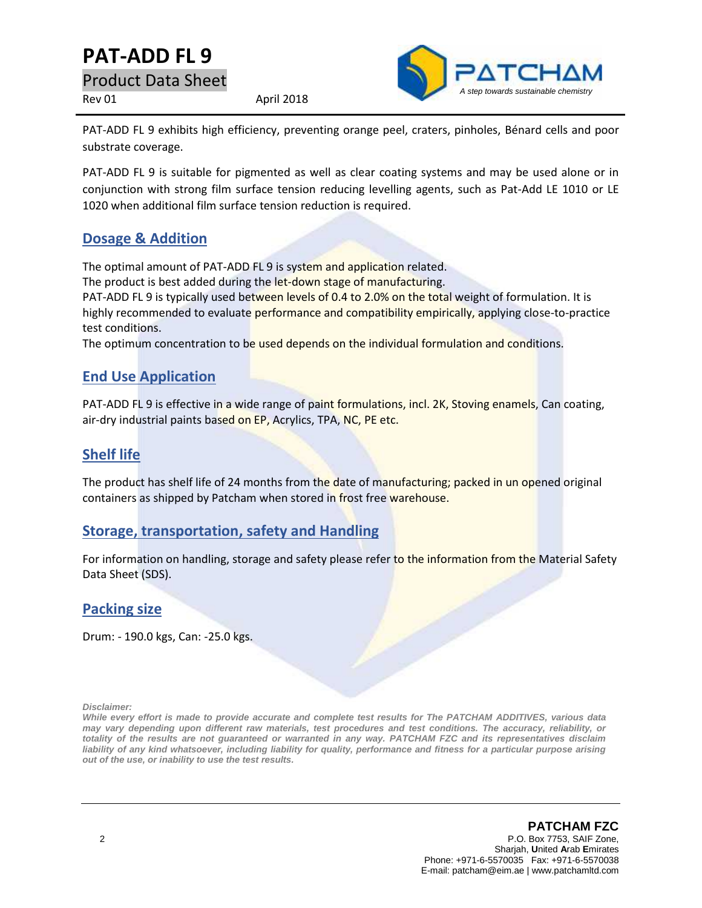PAT-ADD FL 9 exhibits high efficiency, preventing orange peel, craters, pinholes, Bénard cells and poor substrate coverage.

PAT-ADD FL 9 is suitable for pigmented as well as clear coating systems and may be used alone or in conjunction with strong film surface tension reducing levelling agents, such as Pat-Add LE 1010 or LE 1020 when additional film surface tension reduction is required.

## Dosage & Addition

The optimal amount of PAT-ADD FL 9 is system and application related.
The product is best added during the let-down stage of manufacturing.
PAT-ADD FL 9 is typically used between levels of 0.4 to 2.0% on the total weight of formulation. It is highly recommended to evaluate performance and compatibility empirically, applying close-to-practice test conditions.
The optimum concentration to be used depends on the individual formulation and conditions.

## End Use Application

PAT-ADD FL 9 is effective in a wide range of paint formulations, incl. 2K, Stoving enamels, Can coating, air-dry industrial paints based on EP, Acrylics, TPA, NC, PE etc.

## Shelf life

The product has shelf life of 24 months from the date of manufacturing; packed in un opened original containers as shipped by Patcham when stored in frost free warehouse.

## Storage, transportation, safety and Handling

For information on handling, storage and safety please refer to the information from the Material Safety Data Sheet (SDS).

## Packing size

Drum: - 190.0 kgs, Can: -25.0 kgs.

***Disclaimer:***
***While every effort is made to provide accurate and complete test results for The PATCHAM ADDITIVES, various data may vary depending upon different raw materials, test procedures and test conditions. The accuracy, reliability, or totality of the results are not guaranteed or warranted in any way. PATCHAM FZC and its representatives disclaim liability of any kind whatsoever, including liability for quality, performance and fitness for a particular purpose arising out of the use, or inability to use the test results.***